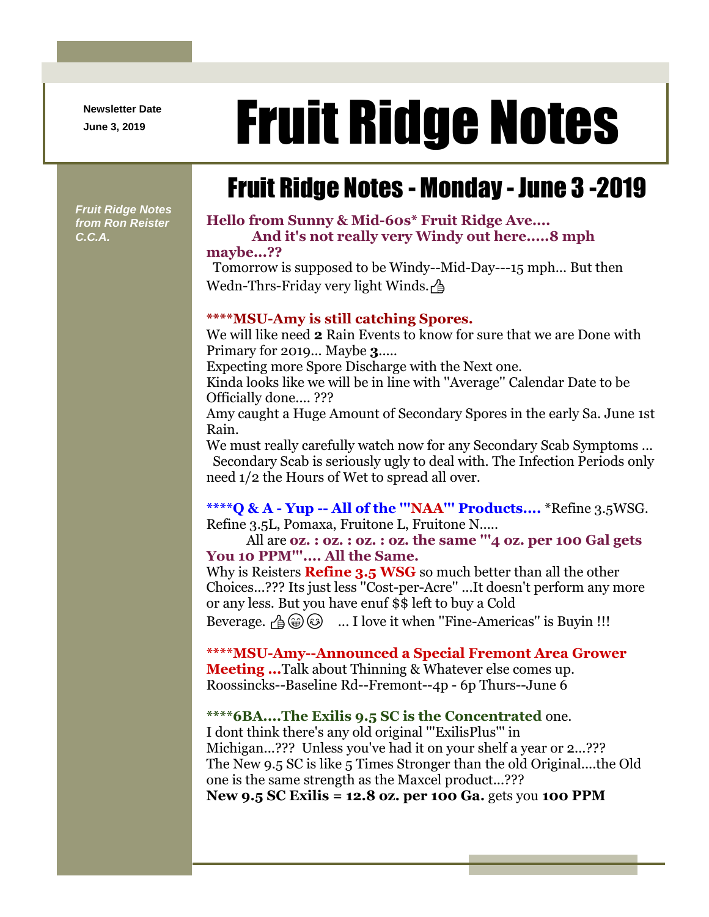Newsletter Date
June 3, 2019

# Fruit Ridge Notes

*Fruit Ridge Notes from Ron Reister C.C.A.*

## Fruit Ridge Notes - Monday - June 3 -2019

**Hello from Sunny & Mid-60s* Fruit Ridge Ave.... And it's not really very Windy out here.....8 mph maybe...??**

Tomorrow is supposed to be Windy--Mid-Day---15 mph... But then Wedn-Thrs-Friday very light Winds.

**\*\*\*\*MSU-Amy is still catching Spores.**

We will like need **2** Rain Events to know for sure that we are Done with Primary for 2019... Maybe **3**.....

Expecting more Spore Discharge with the Next one.

Kinda looks like we will be in line with "Average" Calendar Date to be Officially done.... ???

Amy caught a Huge Amount of Secondary Spores in the early Sa. June 1st Rain.

We must really carefully watch now for any Secondary Scab Symptoms ... Secondary Scab is seriously ugly to deal with. The Infection Periods only need 1/2 the Hours of Wet to spread all over.

**\*\*\*\*Q & A - Yup -- All of the '"NAA"' Products....** *Refine 3.5WSG. Refine 3.5L, Pomaxa, Fruitone L, Fruitone N.....

All are **oz. : oz. : oz. : oz. the same '"4 oz. per 100 Gal gets You 10 PPM"'.... All the Same.**

Why is Reisters **Refine 3.5 WSG** so much better than all the other Choices...??? Its just less "Cost-per-Acre" ...It doesn't perform any more or any less. But you have enuf $$ left to buy a Cold Beverage. ... I love it when "Fine-Americas" is Buyin !!!

**\*\*\*\*MSU-Amy--Announced a Special Fremont Area Grower Meeting ...**Talk about Thinning & Whatever else comes up. Roossincks--Baseline Rd--Fremont--4p - 6p Thurs--June 6

**\*\*\*\*6BA....The Exilis 9.5 SC is the Concentrated** one.

I dont think there's any old original '"ExilisPlus"' in Michigan...??? Unless you've had it on your shelf a year or 2...???

The New 9.5 SC is like 5 Times Stronger than the old Original....the Old one is the same strength as the Maxcel product...???

**New 9.5 SC Exilis = 12.8 oz. per 100 Ga.** gets you **100 PPM**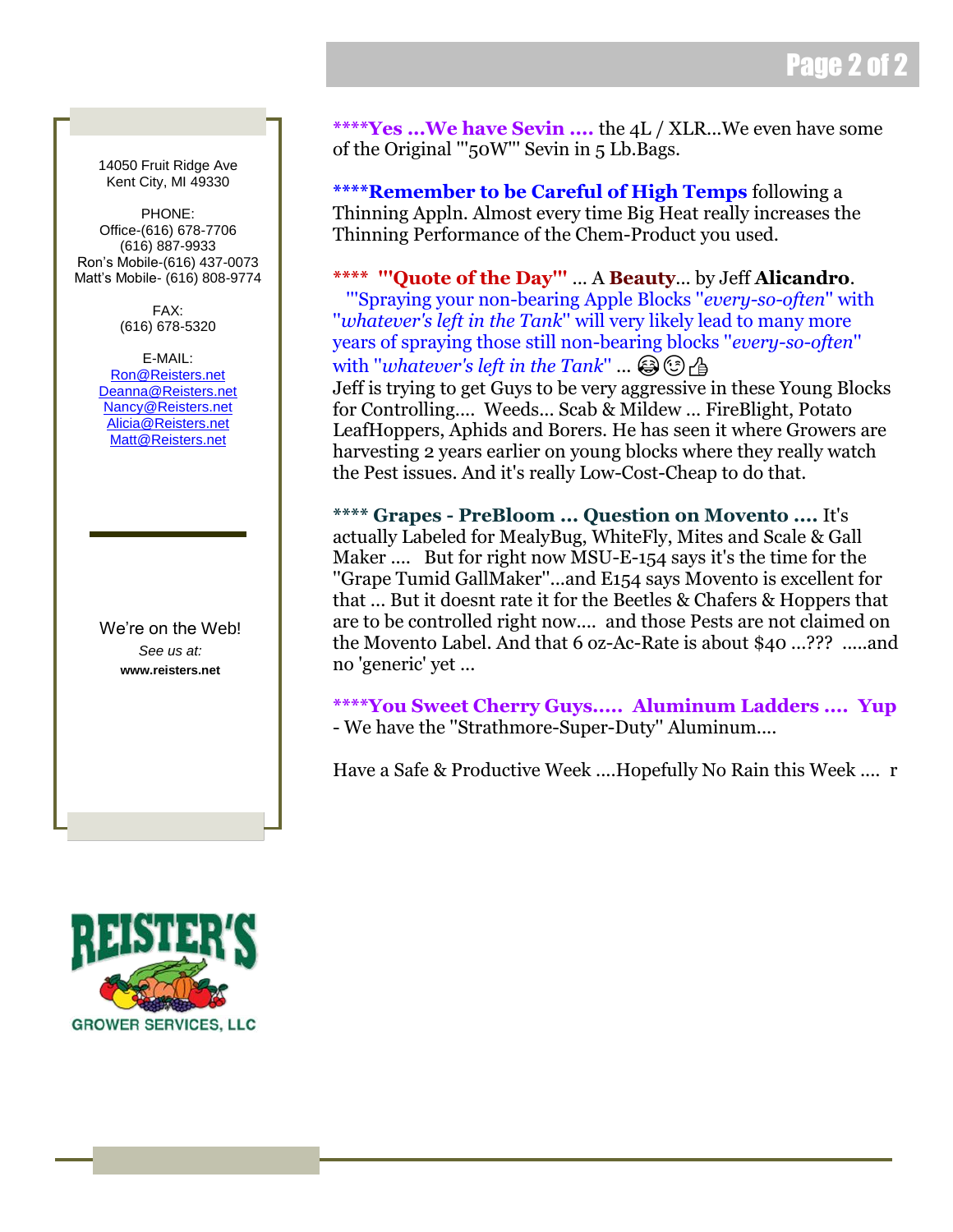14050 Fruit Ridge Ave
Kent City, MI 49330

PHONE:
Office-(616) 678-7706
(616) 887-9933
Ron's Mobile-(616) 437-0073
Matt's Mobile- (616) 808-9774

FAX:
(616) 678-5320

E-MAIL:
Ron@Reisters.net
Deanna@Reisters.net
Nancy@Reisters.net
Alicia@Reisters.net
Matt@Reisters.net

We're on the Web!
*See us at:*
**www.reisters.net**

**REISTER'S**
**GROWER SERVICES, LLC**

****Yes ...We have Sevin ....** the 4L / XLR...We even have some of the Original '"50W"' Sevin in 5 Lb.Bags.

****Remember to be Careful of High Temps** following a Thinning Appln. Almost every time Big Heat really increases the Thinning Performance of the Chem-Product you used.

**** **"'Quote of the Day"'** ... A **Beauty**... by Jeff **Alicandro**.
"'Spraying your non-bearing Apple Blocks "*every-so-often*" with "*whatever's left in the Tank*" will very likely lead to many more years of spraying those still non-bearing blocks "*every-so-often*" with "*whatever's left in the Tank*" ... 😂😉👍
Jeff is trying to get Guys to be very aggressive in these Young Blocks for Controlling.... Weeds... Scab & Mildew ... FireBlight, Potato LeafHoppers, Aphids and Borers. He has seen it where Growers are harvesting 2 years earlier on young blocks where they really watch the Pest issues. And it's really Low-Cost-Cheap to do that.

**** **Grapes - PreBloom ... Question on Movento ....** It's actually Labeled for MealyBug, WhiteFly, Mites and Scale & Gall Maker .... But for right now MSU-E-154 says it's the time for the "Grape Tumid GallMaker"...and E154 says Movento is excellent for that ... But it doesnt rate it for the Beetles & Chafers & Hoppers that are to be controlled right now.... and those Pests are not claimed on the Movento Label. And that 6 oz-Ac-Rate is about $40 ...??? .....and no 'generic' yet ...

****You Sweet Cherry Guys..... Aluminum Ladders .... Yup** - We have the "Strathmore-Super-Duty" Aluminum....

Have a Safe & Productive Week ....Hopefully No Rain this Week .... r